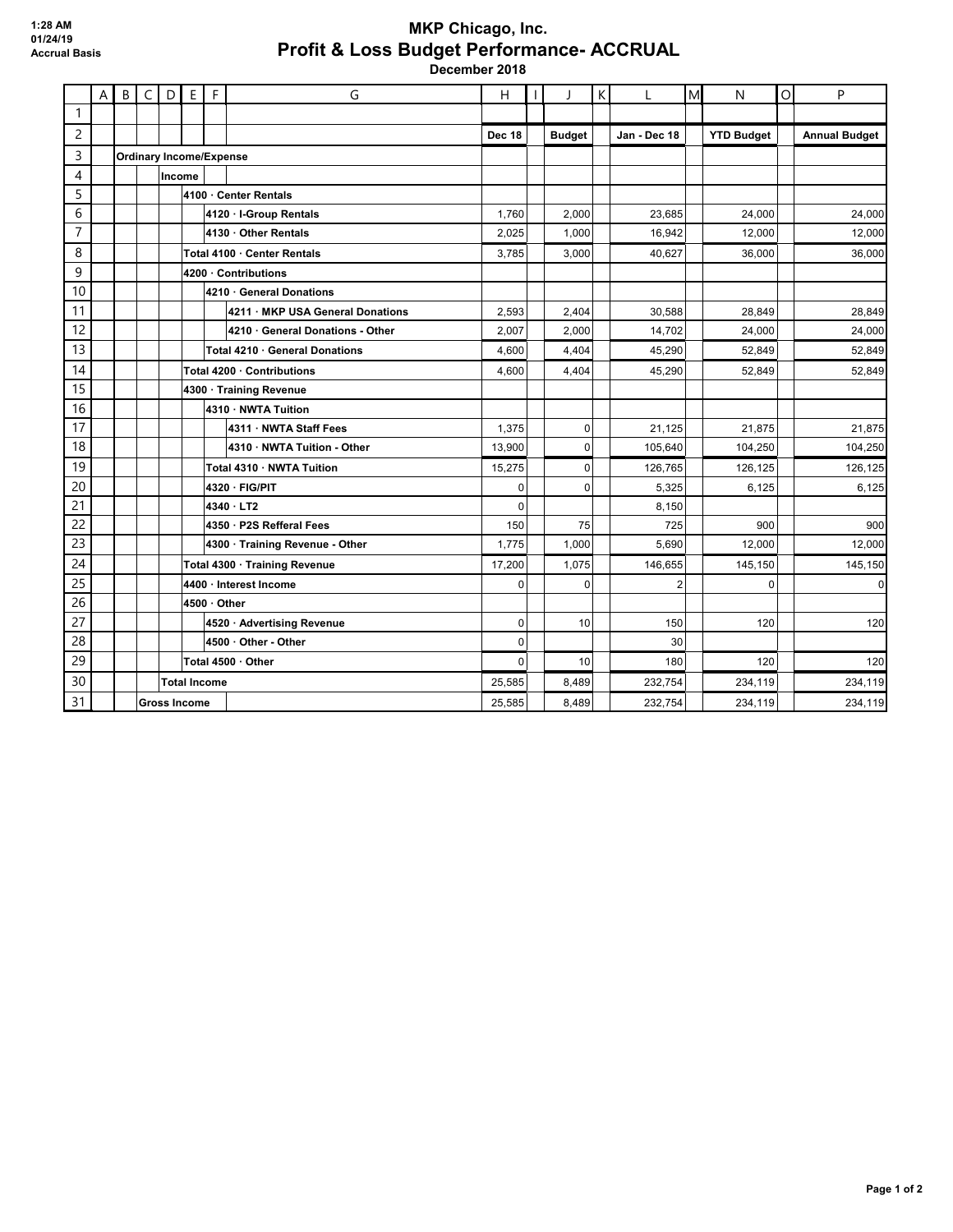1:28 AM
01/24/19
Accrual Basis

# MKP Chicago, Inc.
## Profit & Loss Budget Performance- ACCRUAL
### December 2018

| | Dec 18 | Budget | Jan - Dec 18 | YTD Budget | Annual Budget |
|---|---|---|---|---|---|
| **Ordinary Income/Expense** | | | | | |
| **Income** | | | | | |
| **4100 · Center Rentals** | | | | | |
| **4120 · I-Group Rentals** | 1,760 | 2,000 | 23,685 | 24,000 | 24,000 |
| **4130 · Other Rentals** | 2,025 | 1,000 | 16,942 | 12,000 | 12,000 |
| **Total 4100 · Center Rentals** | 3,785 | 3,000 | 40,627 | 36,000 | 36,000 |
| **4200 · Contributions** | | | | | |
| **4210 · General Donations** | | | | | |
| **4211 · MKP USA General Donations** | 2,593 | 2,404 | 30,588 | 28,849 | 28,849 |
| **4210 · General Donations - Other** | 2,007 | 2,000 | 14,702 | 24,000 | 24,000 |
| **Total 4210 · General Donations** | 4,600 | 4,404 | 45,290 | 52,849 | 52,849 |
| **Total 4200 · Contributions** | 4,600 | 4,404 | 45,290 | 52,849 | 52,849 |
| **4300 · Training Revenue** | | | | | |
| **4310 · NWTA Tuition** | | | | | |
| **4311 · NWTA Staff Fees** | 1,375 | 0 | 21,125 | 21,875 | 21,875 |
| **4310 · NWTA Tuition - Other** | 13,900 | 0 | 105,640 | 104,250 | 104,250 |
| **Total 4310 · NWTA Tuition** | 15,275 | 0 | 126,765 | 126,125 | 126,125 |
| **4320 · FIG/PIT** | 0 | 0 | 5,325 | 6,125 | 6,125 |
| **4340 · LT2** | 0 | | 8,150 | | |
| **4350 · P2S Refferal Fees** | 150 | 75 | 725 | 900 | 900 |
| **4300 · Training Revenue - Other** | 1,775 | 1,000 | 5,690 | 12,000 | 12,000 |
| **Total 4300 · Training Revenue** | 17,200 | 1,075 | 146,655 | 145,150 | 145,150 |
| **4400 · Interest Income** | 0 | 0 | 2 | 0 | 0 |
| **4500 · Other** | | | | | |
| **4520 · Advertising Revenue** | 0 | 10 | 150 | 120 | 120 |
| **4500 · Other - Other** | 0 | | 30 | | |
| **Total 4500 · Other** | 0 | 10 | 180 | 120 | 120 |
| **Total Income** | 25,585 | 8,489 | 232,754 | 234,119 | 234,119 |
| **Gross Income** | 25,585 | 8,489 | 232,754 | 234,119 | 234,119 |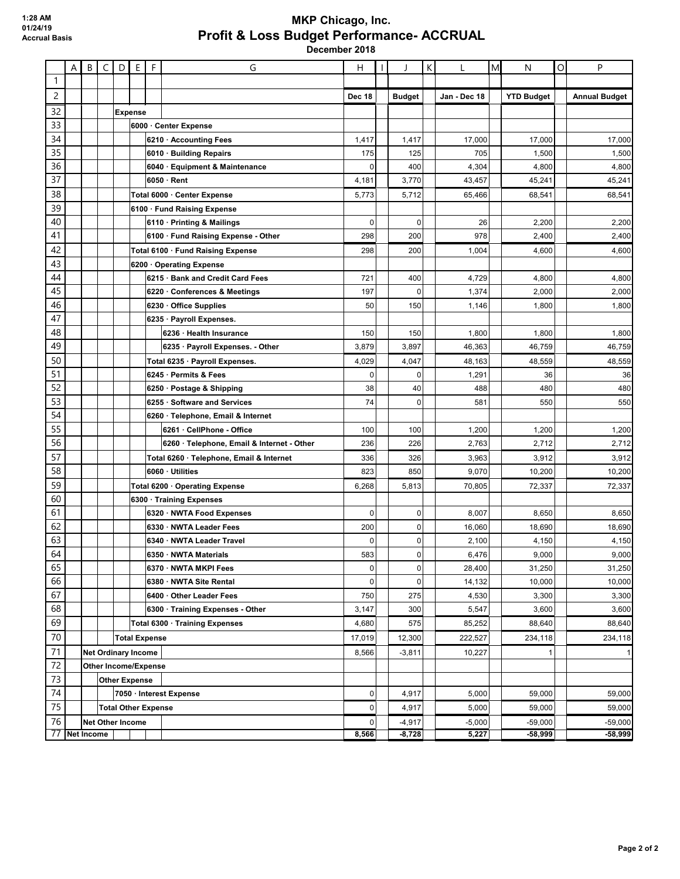1:28 AM
01/24/19
Accrual Basis

# MKP Chicago, Inc.
## Profit & Loss Budget Performance- ACCRUAL
December 2018

| | Dec 18 | Budget | Jan - Dec 18 | YTD Budget | Annual Budget |
|---|---|---|---|---|---|
| **Expense** | | | | | |
| 6000 · Center Expense | | | | | |
| 6210 · Accounting Fees | 1,417 | 1,417 | 17,000 | 17,000 | 17,000 |
| 6010 · Building Repairs | 175 | 125 | 705 | 1,500 | 1,500 |
| 6040 · Equipment & Maintenance | 0 | 400 | 4,304 | 4,800 | 4,800 |
| 6050 · Rent | 4,181 | 3,770 | 43,457 | 45,241 | 45,241 |
| Total 6000 · Center Expense | 5,773 | 5,712 | 65,466 | 68,541 | 68,541 |
| 6100 · Fund Raising Expense | | | | | |
| 6110 · Printing & Mailings | 0 | 0 | 26 | 2,200 | 2,200 |
| 6100 · Fund Raising Expense - Other | 298 | 200 | 978 | 2,400 | 2,400 |
| Total 6100 · Fund Raising Expense | 298 | 200 | 1,004 | 4,600 | 4,600 |
| 6200 · Operating Expense | | | | | |
| 6215 · Bank and Credit Card Fees | 721 | 400 | 4,729 | 4,800 | 4,800 |
| 6220 · Conferences & Meetings | 197 | 0 | 1,374 | 2,000 | 2,000 |
| 6230 · Office Supplies | 50 | 150 | 1,146 | 1,800 | 1,800 |
| 6235 · Payroll Expenses. | | | | | |
| 6236 · Health Insurance | 150 | 150 | 1,800 | 1,800 | 1,800 |
| 6235 · Payroll Expenses. - Other | 3,879 | 3,897 | 46,363 | 46,759 | 46,759 |
| Total 6235 · Payroll Expenses. | 4,029 | 4,047 | 48,163 | 48,559 | 48,559 |
| 6245 · Permits & Fees | 0 | 0 | 1,291 | 36 | 36 |
| 6250 · Postage & Shipping | 38 | 40 | 488 | 480 | 480 |
| 6255 · Software and Services | 74 | 0 | 581 | 550 | 550 |
| 6260 · Telephone, Email & Internet | | | | | |
| 6261 · CellPhone - Office | 100 | 100 | 1,200 | 1,200 | 1,200 |
| 6260 · Telephone, Email & Internet - Other | 236 | 226 | 2,763 | 2,712 | 2,712 |
| Total 6260 · Telephone, Email & Internet | 336 | 326 | 3,963 | 3,912 | 3,912 |
| 6060 · Utilities | 823 | 850 | 9,070 | 10,200 | 10,200 |
| Total 6200 · Operating Expense | 6,268 | 5,813 | 70,805 | 72,337 | 72,337 |
| 6300 · Training Expenses | | | | | |
| 6320 · NWTA Food Expenses | 0 | 0 | 8,007 | 8,650 | 8,650 |
| 6330 · NWTA Leader Fees | 200 | 0 | 16,060 | 18,690 | 18,690 |
| 6340 · NWTA Leader Travel | 0 | 0 | 2,100 | 4,150 | 4,150 |
| 6350 · NWTA Materials | 583 | 0 | 6,476 | 9,000 | 9,000 |
| 6370 · NWTA MKPI Fees | 0 | 0 | 28,400 | 31,250 | 31,250 |
| 6380 · NWTA Site Rental | 0 | 0 | 14,132 | 10,000 | 10,000 |
| 6400 · Other Leader Fees | 750 | 275 | 4,530 | 3,300 | 3,300 |
| 6300 · Training Expenses - Other | 3,147 | 300 | 5,547 | 3,600 | 3,600 |
| Total 6300 · Training Expenses | 4,680 | 575 | 85,252 | 88,640 | 88,640 |
| **Total Expense** | 17,019 | 12,300 | 222,527 | 234,118 | 234,118 |
| **Net Ordinary Income** | 8,566 | -3,811 | 10,227 | 1 | 1 |
| **Other Income/Expense** | | | | | |
| Other Expense | | | | | |
| 7050 · Interest Expense | 0 | 4,917 | 5,000 | 59,000 | 59,000 |
| Total Other Expense | 0 | 4,917 | 5,000 | 59,000 | 59,000 |
| **Net Other Income** | 0 | -4,917 | -5,000 | -59,000 | -59,000 |
| **Net Income** | **8,566** | **-8,728** | **5,227** | **-58,999** | **-58,999** |